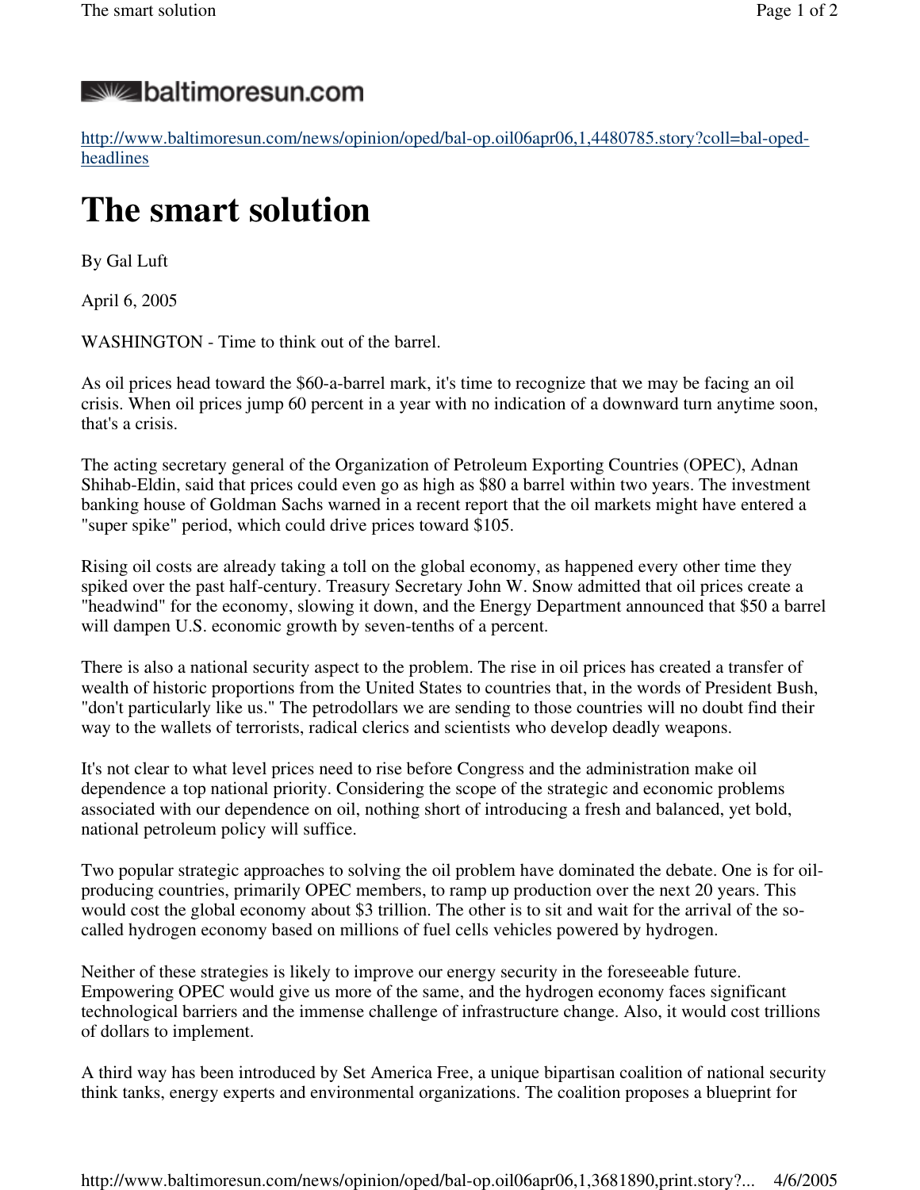baltimoresun.com

http://www.baltimoresun.com/news/opinion/oped/bal-op.oil06apr06,1,4480785.story?coll=bal-oped-headlines

# The smart solution

By Gal Luft

April 6, 2005

WASHINGTON - Time to think out of the barrel.

As oil prices head toward the $60-a-barrel mark, it's time to recognize that we may be facing an oil crisis. When oil prices jump 60 percent in a year with no indication of a downward turn anytime soon, that's a crisis.

The acting secretary general of the Organization of Petroleum Exporting Countries (OPEC), Adnan Shihab-Eldin, said that prices could even go as high as $80 a barrel within two years. The investment banking house of Goldman Sachs warned in a recent report that the oil markets might have entered a "super spike" period, which could drive prices toward $105.

Rising oil costs are already taking a toll on the global economy, as happened every other time they spiked over the past half-century. Treasury Secretary John W. Snow admitted that oil prices create a "headwind" for the economy, slowing it down, and the Energy Department announced that $50 a barrel will dampen U.S. economic growth by seven-tenths of a percent.

There is also a national security aspect to the problem. The rise in oil prices has created a transfer of wealth of historic proportions from the United States to countries that, in the words of President Bush, "don't particularly like us." The petrodollars we are sending to those countries will no doubt find their way to the wallets of terrorists, radical clerics and scientists who develop deadly weapons.

It's not clear to what level prices need to rise before Congress and the administration make oil dependence a top national priority. Considering the scope of the strategic and economic problems associated with our dependence on oil, nothing short of introducing a fresh and balanced, yet bold, national petroleum policy will suffice.

Two popular strategic approaches to solving the oil problem have dominated the debate. One is for oil-producing countries, primarily OPEC members, to ramp up production over the next 20 years. This would cost the global economy about $3 trillion. The other is to sit and wait for the arrival of the so-called hydrogen economy based on millions of fuel cells vehicles powered by hydrogen.

Neither of these strategies is likely to improve our energy security in the foreseeable future. Empowering OPEC would give us more of the same, and the hydrogen economy faces significant technological barriers and the immense challenge of infrastructure change. Also, it would cost trillions of dollars to implement.

A third way has been introduced by Set America Free, a unique bipartisan coalition of national security think tanks, energy experts and environmental organizations. The coalition proposes a blueprint for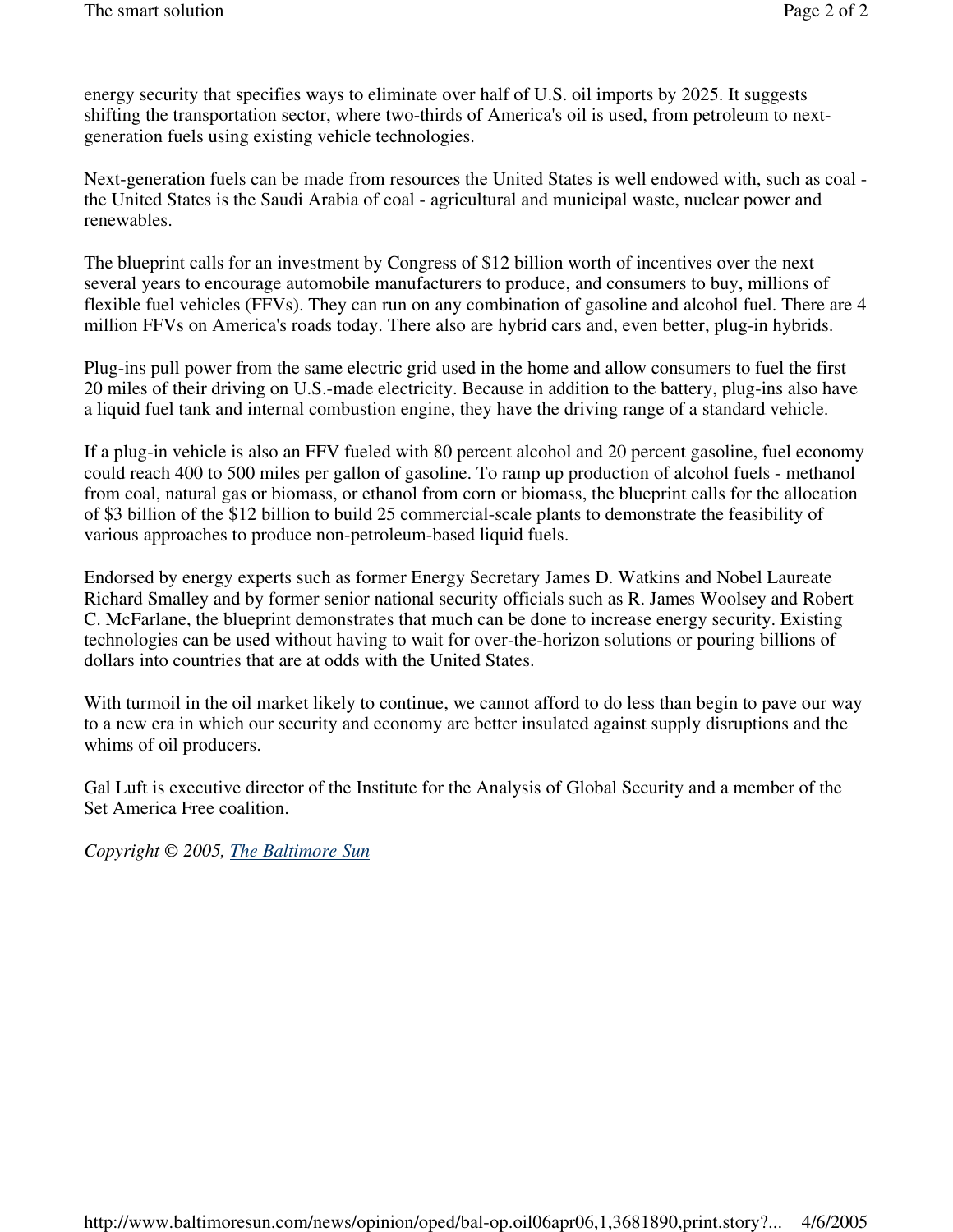energy security that specifies ways to eliminate over half of U.S. oil imports by 2025. It suggests shifting the transportation sector, where two-thirds of America's oil is used, from petroleum to next-generation fuels using existing vehicle technologies.

Next-generation fuels can be made from resources the United States is well endowed with, such as coal - the United States is the Saudi Arabia of coal - agricultural and municipal waste, nuclear power and renewables.

The blueprint calls for an investment by Congress of $12 billion worth of incentives over the next several years to encourage automobile manufacturers to produce, and consumers to buy, millions of flexible fuel vehicles (FFVs). They can run on any combination of gasoline and alcohol fuel. There are 4 million FFVs on America's roads today. There also are hybrid cars and, even better, plug-in hybrids.

Plug-ins pull power from the same electric grid used in the home and allow consumers to fuel the first 20 miles of their driving on U.S.-made electricity. Because in addition to the battery, plug-ins also have a liquid fuel tank and internal combustion engine, they have the driving range of a standard vehicle.

If a plug-in vehicle is also an FFV fueled with 80 percent alcohol and 20 percent gasoline, fuel economy could reach 400 to 500 miles per gallon of gasoline. To ramp up production of alcohol fuels - methanol from coal, natural gas or biomass, or ethanol from corn or biomass, the blueprint calls for the allocation of $3 billion of the $12 billion to build 25 commercial-scale plants to demonstrate the feasibility of various approaches to produce non-petroleum-based liquid fuels.

Endorsed by energy experts such as former Energy Secretary James D. Watkins and Nobel Laureate Richard Smalley and by former senior national security officials such as R. James Woolsey and Robert C. McFarlane, the blueprint demonstrates that much can be done to increase energy security. Existing technologies can be used without having to wait for over-the-horizon solutions or pouring billions of dollars into countries that are at odds with the United States.

With turmoil in the oil market likely to continue, we cannot afford to do less than begin to pave our way to a new era in which our security and economy are better insulated against supply disruptions and the whims of oil producers.

Gal Luft is executive director of the Institute for the Analysis of Global Security and a member of the Set America Free coalition.

*Copyright © 2005, The Baltimore Sun*